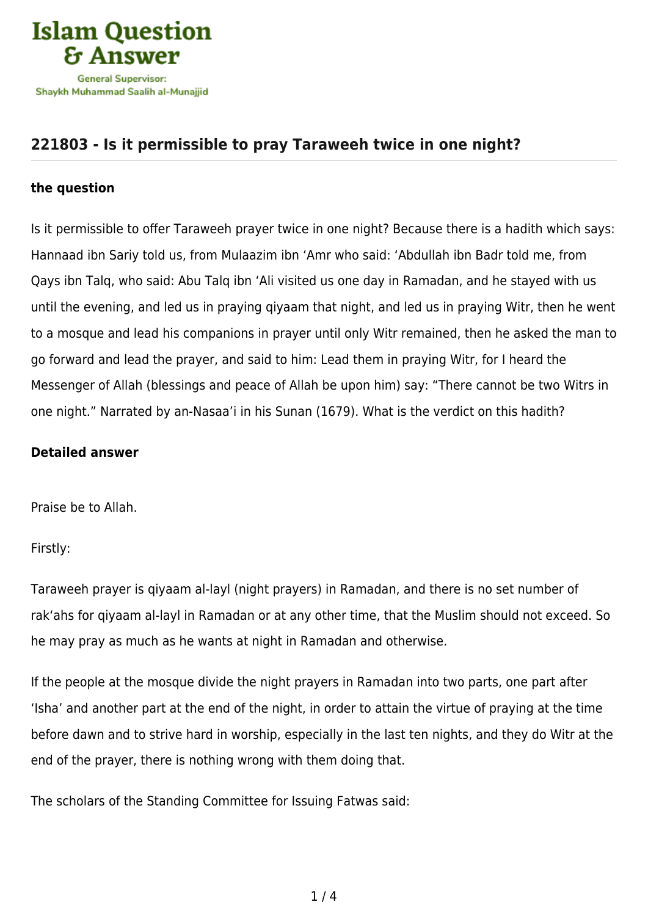## 221803 - Is it permissible to pray Taraweeh twice in one night?

**the question**

Is it permissible to offer Taraweeh prayer twice in one night? Because there is a hadith which says: Hannaad ibn Sariy told us, from Mulaazim ibn ‘Amr who said: ‘Abdullah ibn Badr told me, from Qays ibn Talq, who said: Abu Talq ibn ‘Ali visited us one day in Ramadan, and he stayed with us until the evening, and led us in praying qiyaam that night, and led us in praying Witr, then he went to a mosque and lead his companions in prayer until only Witr remained, then he asked the man to go forward and lead the prayer, and said to him: Lead them in praying Witr, for I heard the Messenger of Allah (blessings and peace of Allah be upon him) say: “There cannot be two Witrs in one night.” Narrated by an-Nasaa’i in his Sunan (1679). What is the verdict on this hadith?

**Detailed answer**

Praise be to Allah.

Firstly:

Taraweeh prayer is qiyaam al-layl (night prayers) in Ramadan, and there is no set number of rak‘ahs for qiyaam al-layl in Ramadan or at any other time, that the Muslim should not exceed. So he may pray as much as he wants at night in Ramadan and otherwise.

If the people at the mosque divide the night prayers in Ramadan into two parts, one part after ‘Isha’ and another part at the end of the night, in order to attain the virtue of praying at the time before dawn and to strive hard in worship, especially in the last ten nights, and they do Witr at the end of the prayer, there is nothing wrong with them doing that.

The scholars of the Standing Committee for Issuing Fatwas said: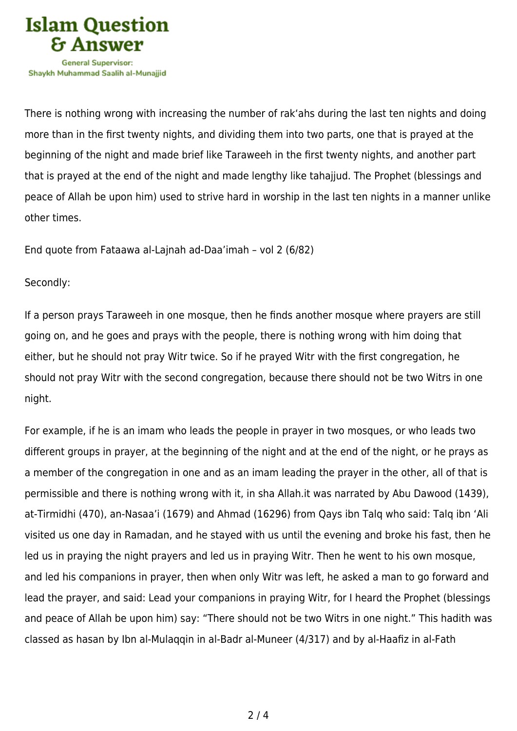There is nothing wrong with increasing the number of rak'ahs during the last ten nights and doing more than in the first twenty nights, and dividing them into two parts, one that is prayed at the beginning of the night and made brief like Taraweeh in the first twenty nights, and another part that is prayed at the end of the night and made lengthy like tahajjud. The Prophet (blessings and peace of Allah be upon him) used to strive hard in worship in the last ten nights in a manner unlike other times.

End quote from Fataawa al-Lajnah ad-Daa'imah – vol 2 (6/82)

Secondly:

If a person prays Taraweeh in one mosque, then he finds another mosque where prayers are still going on, and he goes and prays with the people, there is nothing wrong with him doing that either, but he should not pray Witr twice. So if he prayed Witr with the first congregation, he should not pray Witr with the second congregation, because there should not be two Witrs in one night.

For example, if he is an imam who leads the people in prayer in two mosques, or who leads two different groups in prayer, at the beginning of the night and at the end of the night, or he prays as a member of the congregation in one and as an imam leading the prayer in the other, all of that is permissible and there is nothing wrong with it, in sha Allah.it was narrated by Abu Dawood (1439), at-Tirmidhi (470), an-Nasaa'i (1679) and Ahmad (16296) from Qays ibn Talq who said: Talq ibn 'Ali visited us one day in Ramadan, and he stayed with us until the evening and broke his fast, then he led us in praying the night prayers and led us in praying Witr. Then he went to his own mosque, and led his companions in prayer, then when only Witr was left, he asked a man to go forward and lead the prayer, and said: Lead your companions in praying Witr, for I heard the Prophet (blessings and peace of Allah be upon him) say: "There should not be two Witrs in one night." This hadith was classed as hasan by Ibn al-Mulaqqin in al-Badr al-Muneer (4/317) and by al-Haafiz in al-Fath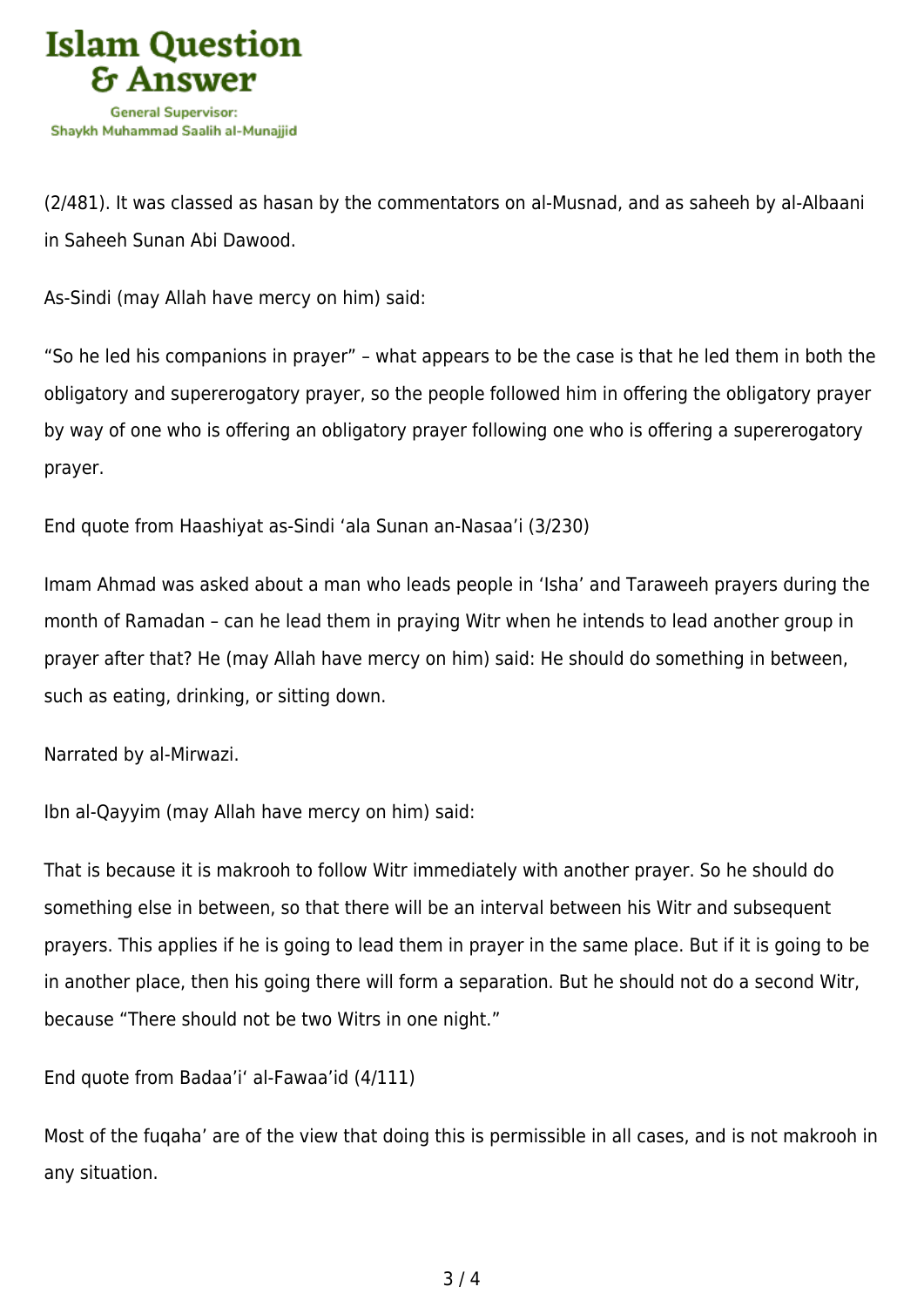(2/481). It was classed as hasan by the commentators on al-Musnad, and as saheeh by al-Albaani in Saheeh Sunan Abi Dawood.

As-Sindi (may Allah have mercy on him) said:

"So he led his companions in prayer" – what appears to be the case is that he led them in both the obligatory and supererogatory prayer, so the people followed him in offering the obligatory prayer by way of one who is offering an obligatory prayer following one who is offering a supererogatory prayer.

End quote from Haashiyat as-Sindi 'ala Sunan an-Nasaa'i (3/230)

Imam Ahmad was asked about a man who leads people in 'Isha' and Taraweeh prayers during the month of Ramadan – can he lead them in praying Witr when he intends to lead another group in prayer after that? He (may Allah have mercy on him) said: He should do something in between, such as eating, drinking, or sitting down.

Narrated by al-Mirwazi.

Ibn al-Qayyim (may Allah have mercy on him) said:

That is because it is makrooh to follow Witr immediately with another prayer. So he should do something else in between, so that there will be an interval between his Witr and subsequent prayers. This applies if he is going to lead them in prayer in the same place. But if it is going to be in another place, then his going there will form a separation. But he should not do a second Witr, because "There should not be two Witrs in one night."

End quote from Badaa'i' al-Fawaa'id (4/111)

Most of the fuqaha' are of the view that doing this is permissible in all cases, and is not makrooh in any situation.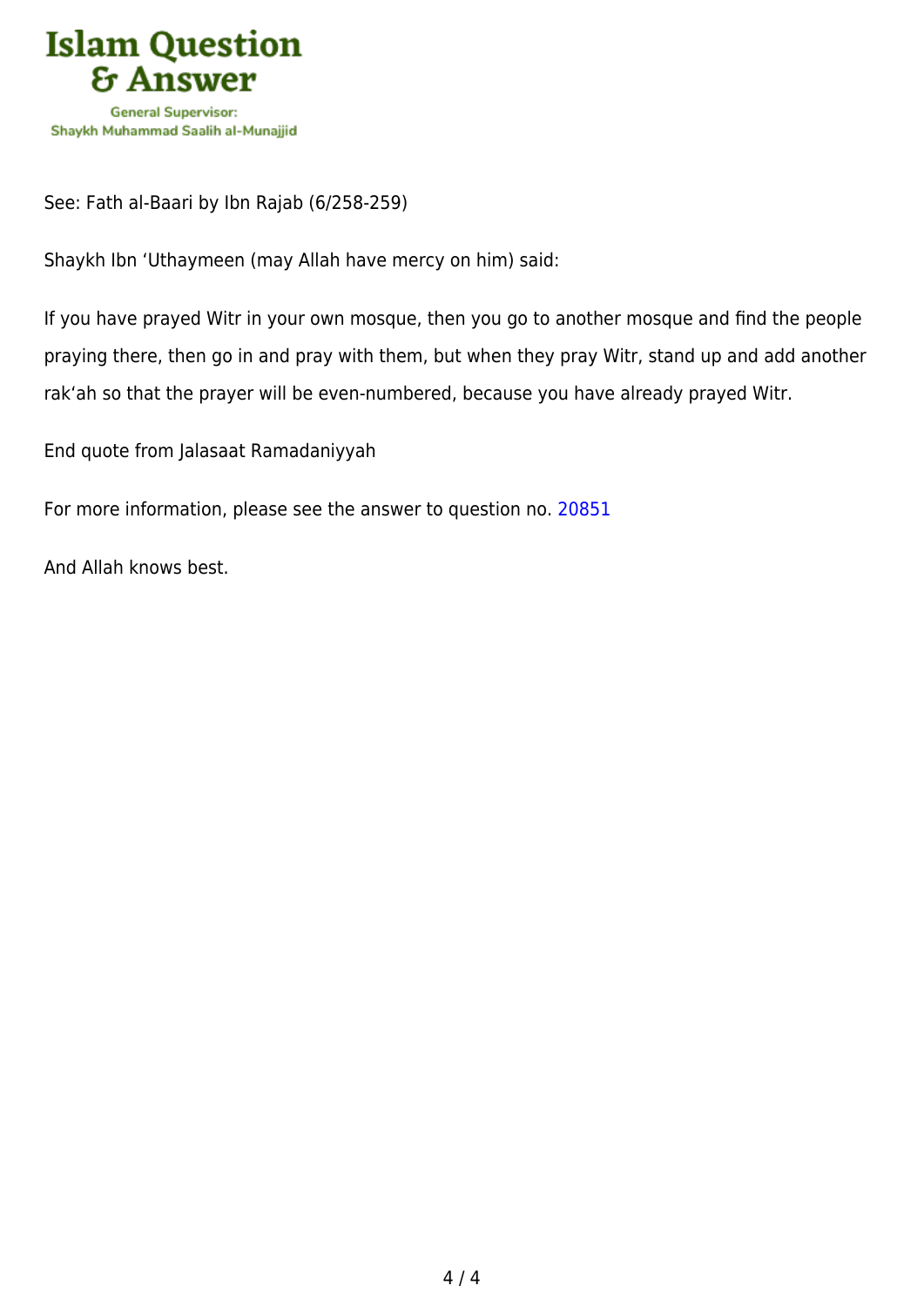See: Fath al-Baari by Ibn Rajab (6/258-259)

Shaykh Ibn ‘Uthaymeen (may Allah have mercy on him) said:

If you have prayed Witr in your own mosque, then you go to another mosque and find the people praying there, then go in and pray with them, but when they pray Witr, stand up and add another rak‘ah so that the prayer will be even-numbered, because you have already prayed Witr.

End quote from Jalasaat Ramadaniyyah

For more information, please see the answer to question no. 20851

And Allah knows best.